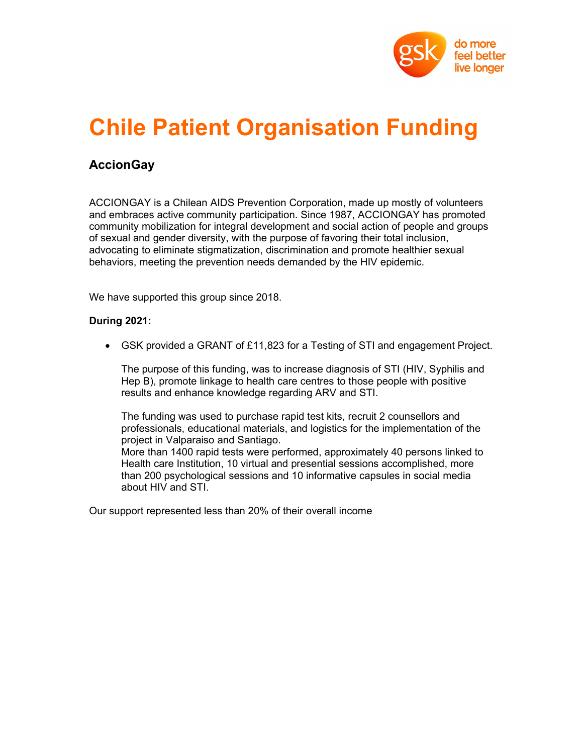# Chile Patient Organisation Funding

## AccionGay

ACCIONGAY is a Chilean AIDS Prevention Corporation, made up mostly of volunteers and embraces active community participation. Since 1987, ACCIONGAY has promoted community mobilization for integral development and social action of people and groups of sexual and gender diversity, with the purpose of favoring their total inclusion, advocating to eliminate stigmatization, discrimination and promote healthier sexual behaviors, meeting the prevention needs demanded by the HIV epidemic.

We have supported this group since 2018.

**During 2021:**

- GSK provided a GRANT of £11,823 for a Testing of STI and engagement Project.

  The purpose of this funding, was to increase diagnosis of STI (HIV, Syphilis and Hep B), promote linkage to health care centres to those people with positive results and enhance knowledge regarding ARV and STI.

  The funding was used to purchase rapid test kits, recruit 2 counsellors and professionals, educational materials, and logistics for the implementation of the project in Valparaiso and Santiago.
  More than 1400 rapid tests were performed, approximately 40 persons linked to Health care Institution, 10 virtual and presential sessions accomplished, more than 200 psychological sessions and 10 informative capsules in social media about HIV and STI.

Our support represented less than 20% of their overall income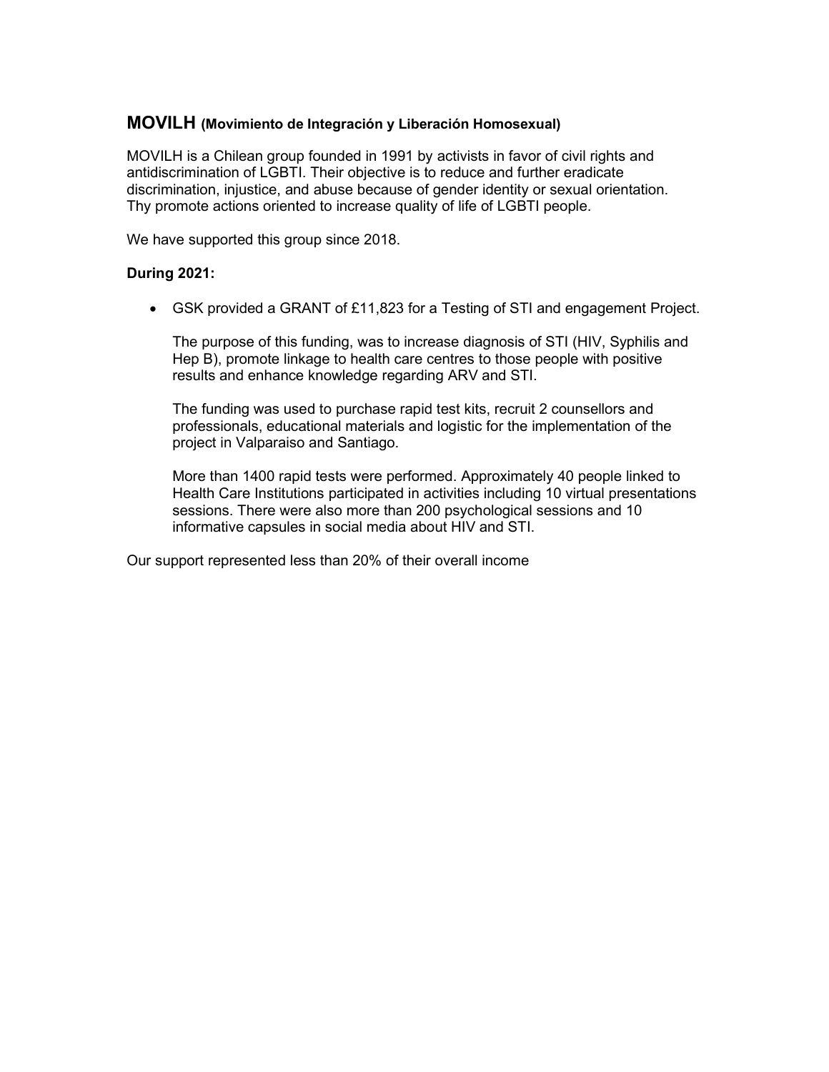## MOVILH (Movimiento de Integración y Liberación Homosexual)

MOVILH is a Chilean group founded in 1991 by activists in favor of civil rights and antidiscrimination of LGBTI. Their objective is to reduce and further eradicate discrimination, injustice, and abuse because of gender identity or sexual orientation. Thy promote actions oriented to increase quality of life of LGBTI people.

We have supported this group since 2018.

**During 2021:**

- GSK provided a GRANT of £11,823 for a Testing of STI and engagement Project.

  The purpose of this funding, was to increase diagnosis of STI (HIV, Syphilis and Hep B), promote linkage to health care centres to those people with positive results and enhance knowledge regarding ARV and STI.

  The funding was used to purchase rapid test kits, recruit 2 counsellors and professionals, educational materials and logistic for the implementation of the project in Valparaiso and Santiago.

  More than 1400 rapid tests were performed. Approximately 40 people linked to Health Care Institutions participated in activities including 10 virtual presentations sessions. There were also more than 200 psychological sessions and 10 informative capsules in social media about HIV and STI.

Our support represented less than 20% of their overall income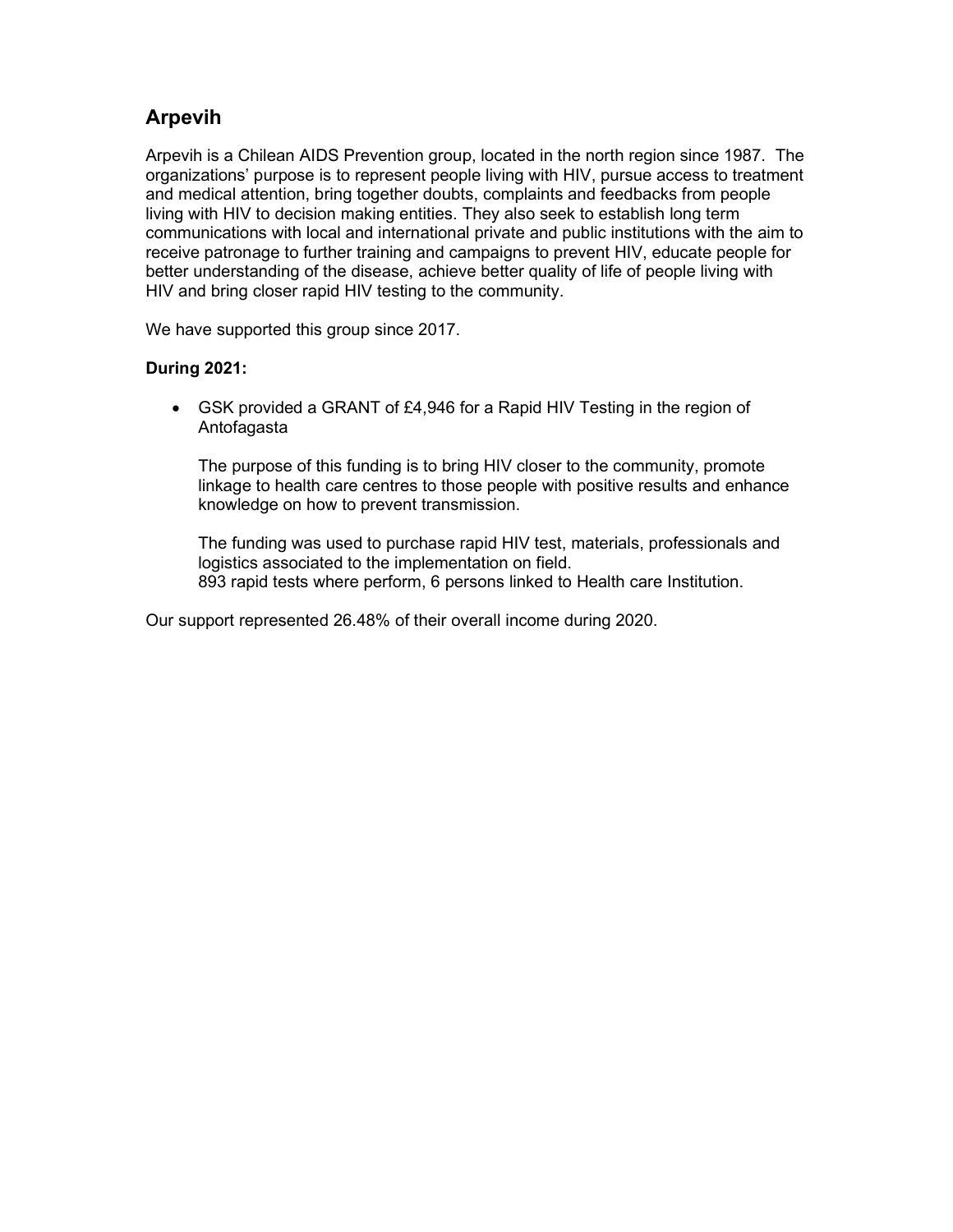## Arpevih

Arpevih is a Chilean AIDS Prevention group, located in the north region since 1987. The organizations' purpose is to represent people living with HIV, pursue access to treatment and medical attention, bring together doubts, complaints and feedbacks from people living with HIV to decision making entities. They also seek to establish long term communications with local and international private and public institutions with the aim to receive patronage to further training and campaigns to prevent HIV, educate people for better understanding of the disease, achieve better quality of life of people living with HIV and bring closer rapid HIV testing to the community.

We have supported this group since 2017.

**During 2021:**

- GSK provided a GRANT of £4,946 for a Rapid HIV Testing in the region of Antofagasta

  The purpose of this funding is to bring HIV closer to the community, promote linkage to health care centres to those people with positive results and enhance knowledge on how to prevent transmission.

  The funding was used to purchase rapid HIV test, materials, professionals and logistics associated to the implementation on field.
  893 rapid tests where perform, 6 persons linked to Health care Institution.

Our support represented 26.48% of their overall income during 2020.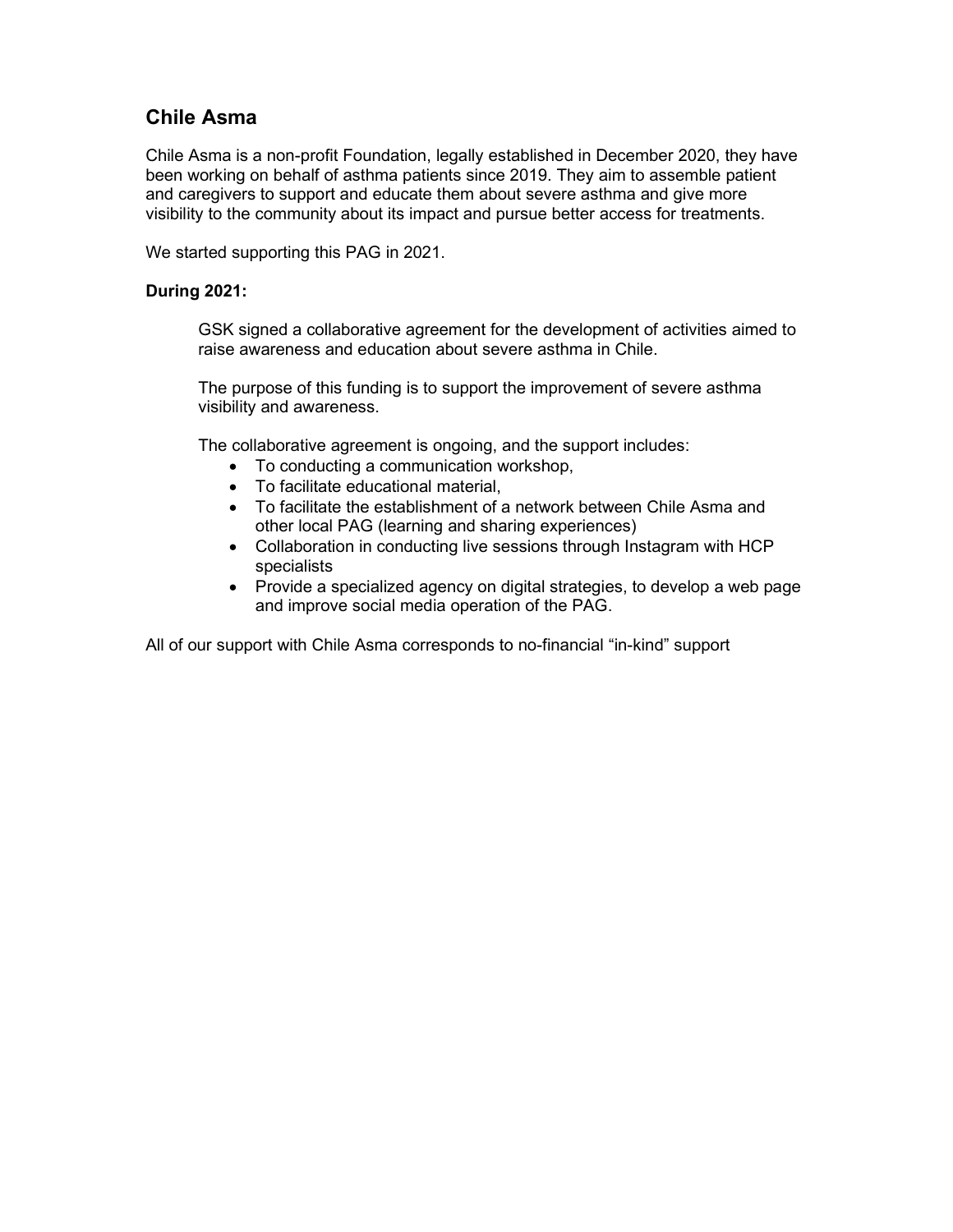## Chile Asma

Chile Asma is a non-profit Foundation, legally established in December 2020, they have been working on behalf of asthma patients since 2019. They aim to assemble patient and caregivers to support and educate them about severe asthma and give more visibility to the community about its impact and pursue better access for treatments.

We started supporting this PAG in 2021.

**During 2021:**

GSK signed a collaborative agreement for the development of activities aimed to raise awareness and education about severe asthma in Chile.

The purpose of this funding is to support the improvement of severe asthma visibility and awareness.

The collaborative agreement is ongoing, and the support includes:

- To conducting a communication workshop,
- To facilitate educational material,
- To facilitate the establishment of a network between Chile Asma and other local PAG (learning and sharing experiences)
- Collaboration in conducting live sessions through Instagram with HCP specialists
- Provide a specialized agency on digital strategies, to develop a web page and improve social media operation of the PAG.

All of our support with Chile Asma corresponds to no-financial “in-kind” support